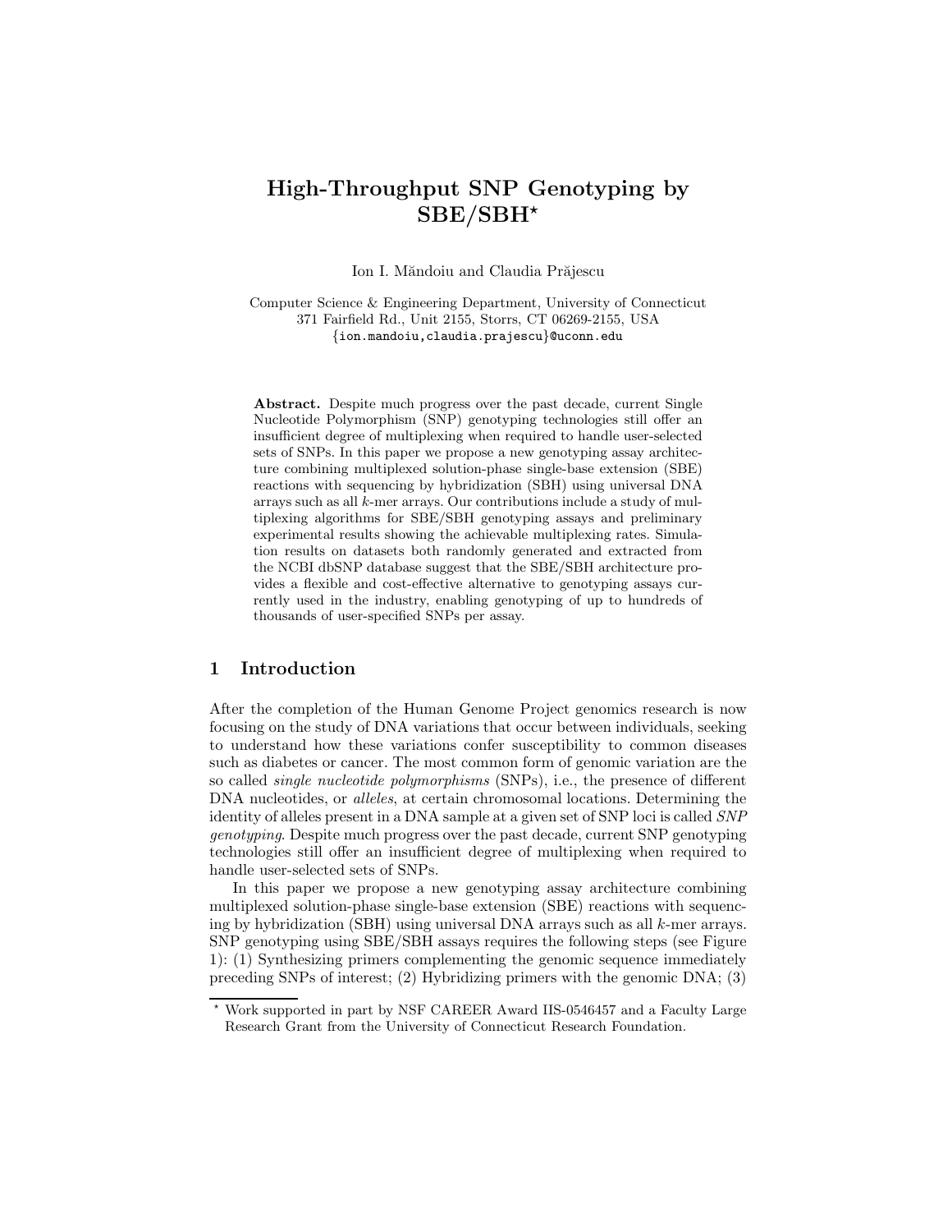# High-Throughput SNP Genotyping by SBE/SBH*

Ion I. Măndoiu and Claudia Prăjescu

Computer Science & Engineering Department, University of Connecticut
371 Fairfield Rd., Unit 2155, Storrs, CT 06269-2155, USA
{ion.mandoiu,claudia.prajescu}@uconn.edu

**Abstract.** Despite much progress over the past decade, current Single Nucleotide Polymorphism (SNP) genotyping technologies still offer an insufficient degree of multiplexing when required to handle user-selected sets of SNPs. In this paper we propose a new genotyping assay architecture combining multiplexed solution-phase single-base extension (SBE) reactions with sequencing by hybridization (SBH) using universal DNA arrays such as all $k$-mer arrays. Our contributions include a study of multiplexing algorithms for SBE/SBH genotyping assays and preliminary experimental results showing the achievable multiplexing rates. Simulation results on datasets both randomly generated and extracted from the NCBI dbSNP database suggest that the SBE/SBH architecture provides a flexible and cost-effective alternative to genotyping assays currently used in the industry, enabling genotyping of up to hundreds of thousands of user-specified SNPs per assay.

## 1 Introduction

After the completion of the Human Genome Project genomics research is now focusing on the study of DNA variations that occur between individuals, seeking to understand how these variations confer susceptibility to common diseases such as diabetes or cancer. The most common form of genomic variation are the so called *single nucleotide polymorphisms* (SNPs), i.e., the presence of different DNA nucleotides, or *alleles*, at certain chromosomal locations. Determining the identity of alleles present in a DNA sample at a given set of SNP loci is called *SNP genotyping*. Despite much progress over the past decade, current SNP genotyping technologies still offer an insufficient degree of multiplexing when required to handle user-selected sets of SNPs.

In this paper we propose a new genotyping assay architecture combining multiplexed solution-phase single-base extension (SBE) reactions with sequencing by hybridization (SBH) using universal DNA arrays such as all $k$-mer arrays. SNP genotyping using SBE/SBH assays requires the following steps (see Figure 1): (1) Synthesizing primers complementing the genomic sequence immediately preceding SNPs of interest; (2) Hybridizing primers with the genomic DNA; (3)

* Work supported in part by NSF CAREER Award IIS-0546457 and a Faculty Large Research Grant from the University of Connecticut Research Foundation.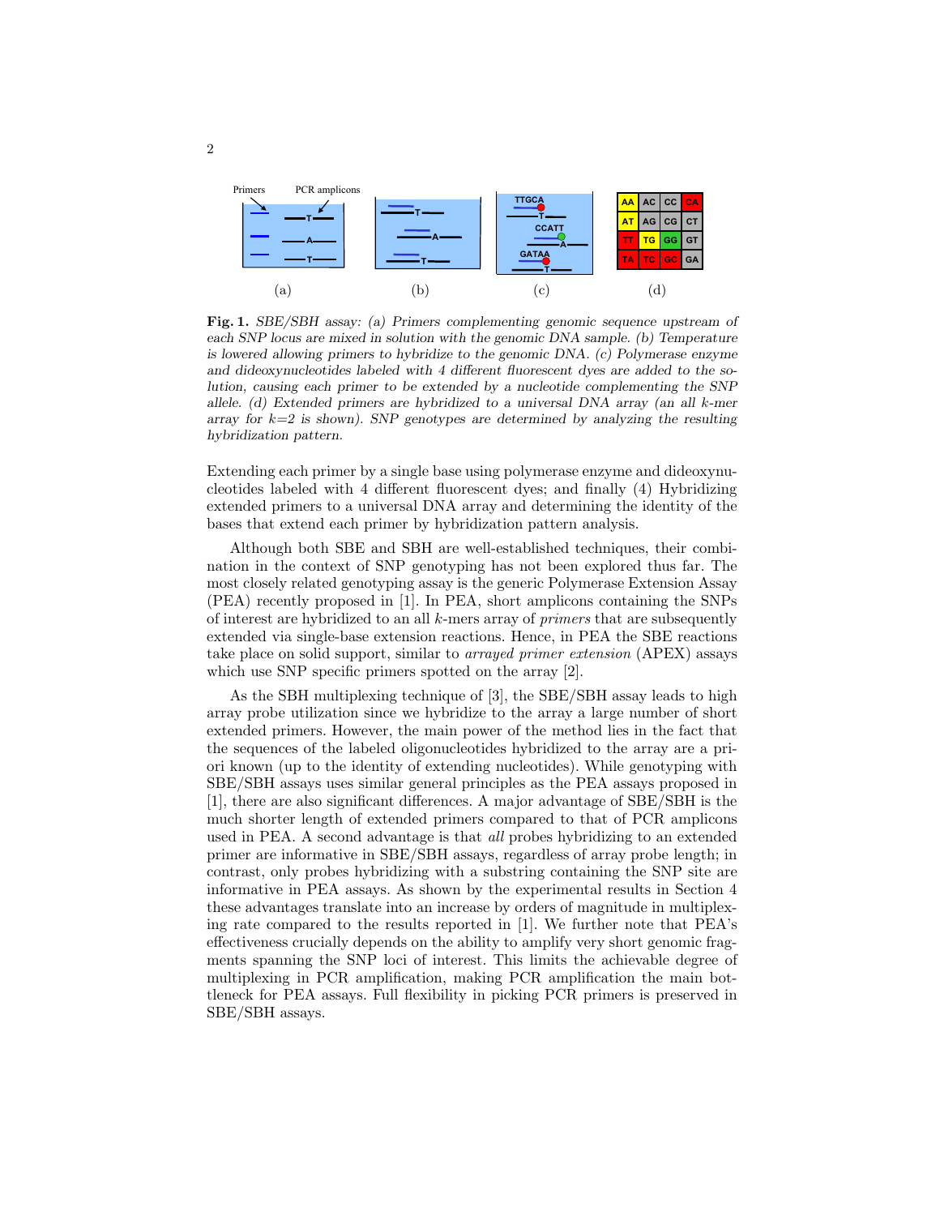Primers

PCR amplicons

(a)

(b)

(c)

(d)

**Fig. 1.** *SBE/SBH assay: (a) Primers complementing genomic sequence upstream of each SNP locus are mixed in solution with the genomic DNA sample. (b) Temperature is lowered allowing primers to hybridize to the genomic DNA. (c) Polymerase enzyme and dideoxynucleotides labeled with 4 different fluorescent dyes are added to the solution, causing each primer to be extended by a nucleotide complementing the SNP allele. (d) Extended primers are hybridized to a universal DNA array (an all k-mer array for k=2 is shown). SNP genotypes are determined by analyzing the resulting hybridization pattern.*

Extending each primer by a single base using polymerase enzyme and dideoxynucleotides labeled with 4 different fluorescent dyes; and finally (4) Hybridizing extended primers to a universal DNA array and determining the identity of the bases that extend each primer by hybridization pattern analysis.

Although both SBE and SBH are well-established techniques, their combination in the context of SNP genotyping has not been explored thus far. The most closely related genotyping assay is the generic Polymerase Extension Assay (PEA) recently proposed in [1]. In PEA, short amplicons containing the SNPs of interest are hybridized to an all $k$-mers array of *primers* that are subsequently extended via single-base extension reactions. Hence, in PEA the SBE reactions take place on solid support, similar to *arrayed primer extension* (APEX) assays which use SNP specific primers spotted on the array [2].

As the SBH multiplexing technique of [3], the SBE/SBH assay leads to high array probe utilization since we hybridize to the array a large number of short extended primers. However, the main power of the method lies in the fact that the sequences of the labeled oligonucleotides hybridized to the array are a priori known (up to the identity of extending nucleotides). While genotyping with SBE/SBH assays uses similar general principles as the PEA assays proposed in [1], there are also significant differences. A major advantage of SBE/SBH is the much shorter length of extended primers compared to that of PCR amplicons used in PEA. A second advantage is that *all* probes hybridizing to an extended primer are informative in SBE/SBH assays, regardless of array probe length; in contrast, only probes hybridizing with a substring containing the SNP site are informative in PEA assays. As shown by the experimental results in Section 4 these advantages translate into an increase by orders of magnitude in multiplexing rate compared to the results reported in [1]. We further note that PEA's effectiveness crucially depends on the ability to amplify very short genomic fragments spanning the SNP loci of interest. This limits the achievable degree of multiplexing in PCR amplification, making PCR amplification the main bottleneck for PEA assays. Full flexibility in picking PCR primers is preserved in SBE/SBH assays.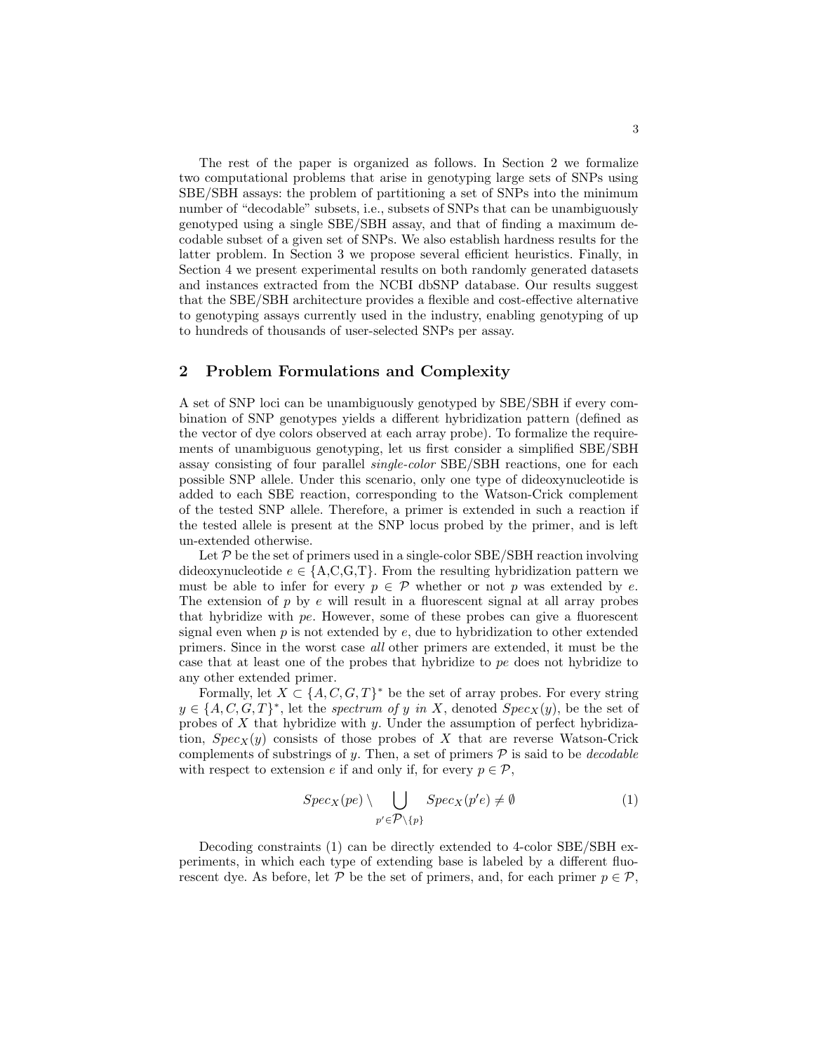The rest of the paper is organized as follows. In Section 2 we formalize two computational problems that arise in genotyping large sets of SNPs using SBE/SBH assays: the problem of partitioning a set of SNPs into the minimum number of "decodable" subsets, i.e., subsets of SNPs that can be unambiguously genotyped using a single SBE/SBH assay, and that of finding a maximum decodable subset of a given set of SNPs. We also establish hardness results for the latter problem. In Section 3 we propose several efficient heuristics. Finally, in Section 4 we present experimental results on both randomly generated datasets and instances extracted from the NCBI dbSNP database. Our results suggest that the SBE/SBH architecture provides a flexible and cost-effective alternative to genotyping assays currently used in the industry, enabling genotyping of up to hundreds of thousands of user-selected SNPs per assay.

## 2 Problem Formulations and Complexity

A set of SNP loci can be unambiguously genotyped by SBE/SBH if every combination of SNP genotypes yields a different hybridization pattern (defined as the vector of dye colors observed at each array probe). To formalize the requirements of unambiguous genotyping, let us first consider a simplified SBE/SBH assay consisting of four parallel *single-color* SBE/SBH reactions, one for each possible SNP allele. Under this scenario, only one type of dideoxynucleotide is added to each SBE reaction, corresponding to the Watson-Crick complement of the tested SNP allele. Therefore, a primer is extended in such a reaction if the tested allele is present at the SNP locus probed by the primer, and is left un-extended otherwise.

Let $\mathcal{P}$ be the set of primers used in a single-color SBE/SBH reaction involving dideoxynucleotide $e \in \{\text{A,C,G,T}\}$. From the resulting hybridization pattern we must be able to infer for every $p \in \mathcal{P}$ whether or not $p$ was extended by $e$. The extension of $p$ by $e$ will result in a fluorescent signal at all array probes that hybridize with $pe$. However, some of these probes can give a fluorescent signal even when $p$ is not extended by $e$, due to hybridization to other extended primers. Since in the worst case *all* other primers are extended, it must be the case that at least one of the probes that hybridize to $pe$ does not hybridize to any other extended primer.

Formally, let $X \subset \{A, C, G, T\}^*$ be the set of array probes. For every string $y \in \{A, C, G, T\}^*$, let the *spectrum of $y$ in $X$*, denoted $Spec_X(y)$, be the set of probes of $X$ that hybridize with $y$. Under the assumption of perfect hybridization, $Spec_X(y)$ consists of those probes of $X$ that are reverse Watson-Crick complements of substrings of $y$. Then, a set of primers $\mathcal{P}$ is said to be *decodable* with respect to extension $e$ if and only if, for every $p \in \mathcal{P}$,

$$Spec_X(pe) \setminus \bigcup_{p' \in \mathcal{P} \setminus \{p\}} Spec_X(p'e) \neq \emptyset \tag{1}$$

Decoding constraints (1) can be directly extended to 4-color SBE/SBH experiments, in which each type of extending base is labeled by a different fluorescent dye. As before, let $\mathcal{P}$ be the set of primers, and, for each primer $p \in \mathcal{P}$,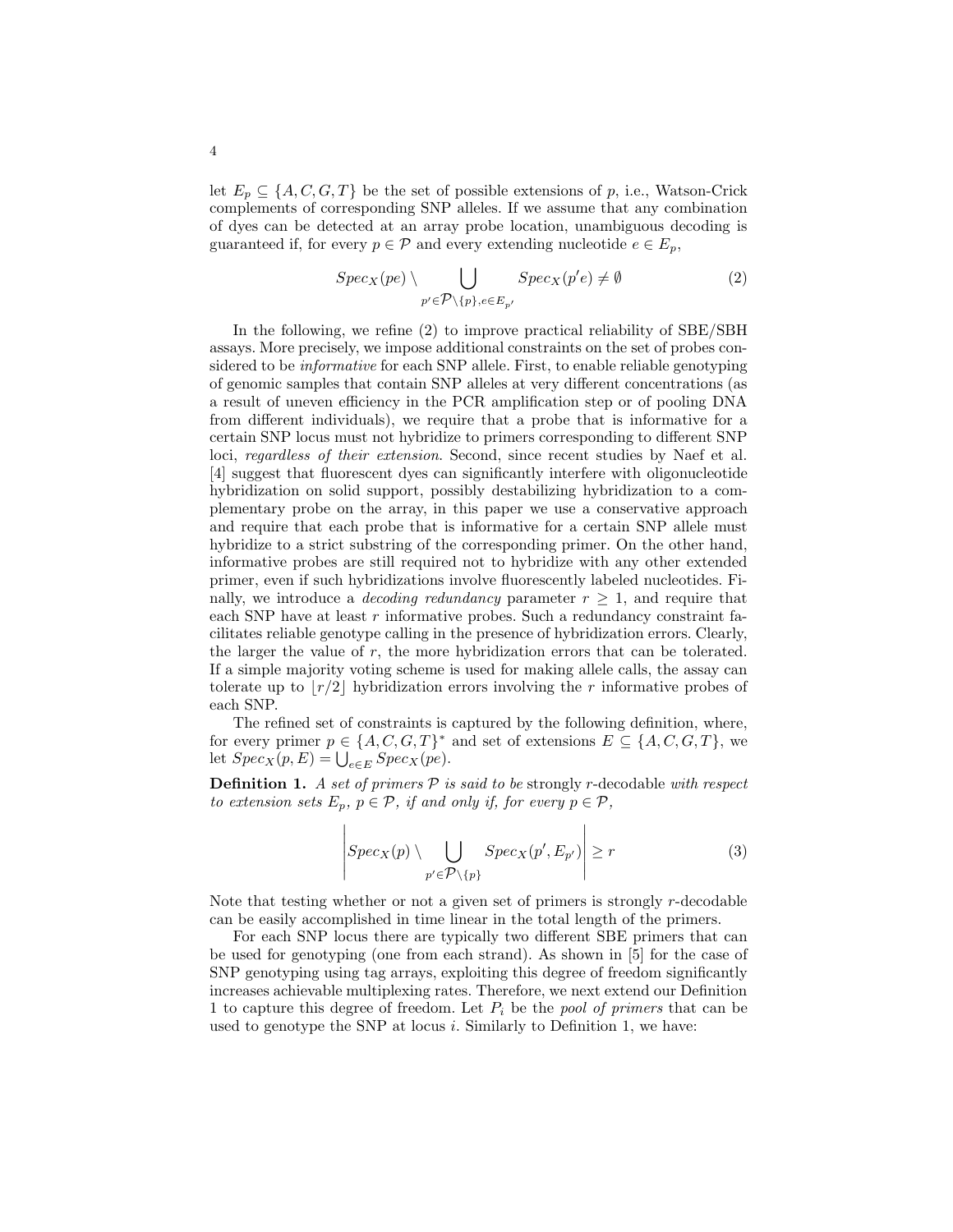let $E_p \subseteq \{A, C, G, T\}$ be the set of possible extensions of $p$, i.e., Watson-Crick complements of corresponding SNP alleles. If we assume that any combination of dyes can be detected at an array probe location, unambiguous decoding is guaranteed if, for every $p \in \mathcal{P}$ and every extending nucleotide $e \in E_p$,

$$Spec_X(pe) \setminus \bigcup_{p' \in \mathcal{P} \setminus \{p\}, e \in E_{p'}} Spec_X(p'e) \neq \emptyset \tag{2}$$

In the following, we refine (2) to improve practical reliability of SBE/SBH assays. More precisely, we impose additional constraints on the set of probes considered to be *informative* for each SNP allele. First, to enable reliable genotyping of genomic samples that contain SNP alleles at very different concentrations (as a result of uneven efficiency in the PCR amplification step or of pooling DNA from different individuals), we require that a probe that is informative for a certain SNP locus must not hybridize to primers corresponding to different SNP loci, *regardless of their extension*. Second, since recent studies by Naef et al. [4] suggest that fluorescent dyes can significantly interfere with oligonucleotide hybridization on solid support, possibly destabilizing hybridization to a complementary probe on the array, in this paper we use a conservative approach and require that each probe that is informative for a certain SNP allele must hybridize to a strict substring of the corresponding primer. On the other hand, informative probes are still required not to hybridize with any other extended primer, even if such hybridizations involve fluorescently labeled nucleotides. Finally, we introduce a *decoding redundancy* parameter $r \geq 1$, and require that each SNP have at least $r$ informative probes. Such a redundancy constraint facilitates reliable genotype calling in the presence of hybridization errors. Clearly, the larger the value of $r$, the more hybridization errors that can be tolerated. If a simple majority voting scheme is used for making allele calls, the assay can tolerate up to $\lfloor r/2 \rfloor$ hybridization errors involving the $r$ informative probes of each SNP.

The refined set of constraints is captured by the following definition, where, for every primer $p \in \{A, C, G, T\}^*$ and set of extensions $E \subseteq \{A, C, G, T\}$, we let $Spec_X(p, E) = \bigcup_{e \in E} Spec_X(pe)$.

**Definition 1.** *A set of primers $\mathcal{P}$ is said to be* strongly $r$-decodable *with respect to extension sets $E_p$, $p \in \mathcal{P}$, if and only if, for every $p \in \mathcal{P}$,*

$$\left| Spec_X(p) \setminus \bigcup_{p' \in \mathcal{P} \setminus \{p\}} Spec_X(p', E_{p'}) \right| \geq r \tag{3}$$

Note that testing whether or not a given set of primers is strongly $r$-decodable can be easily accomplished in time linear in the total length of the primers.

For each SNP locus there are typically two different SBE primers that can be used for genotyping (one from each strand). As shown in [5] for the case of SNP genotyping using tag arrays, exploiting this degree of freedom significantly increases achievable multiplexing rates. Therefore, we next extend our Definition 1 to capture this degree of freedom. Let $P_i$ be the *pool of primers* that can be used to genotype the SNP at locus $i$. Similarly to Definition 1, we have: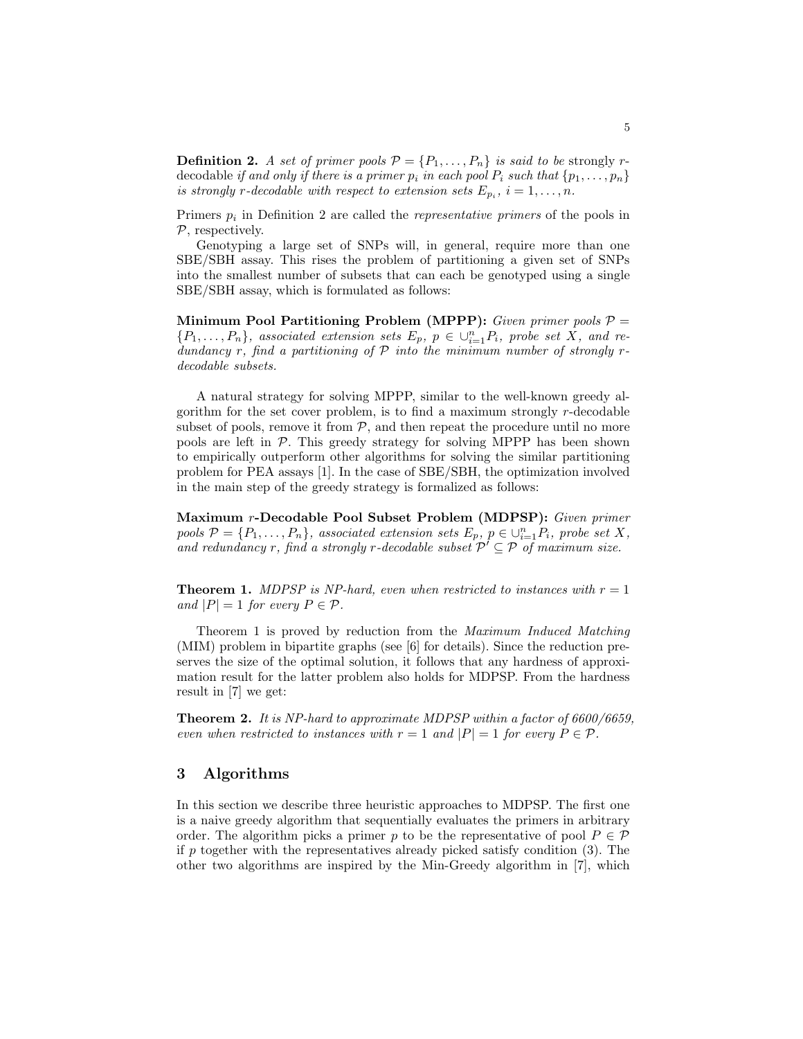**Definition 2.** *A set of primer pools $\mathcal{P} = \{P_1, \ldots, P_n\}$ is said to be* strongly $r$-decodable *if and only if there is a primer $p_i$ in each pool $P_i$ such that $\{p_1, \ldots, p_n\}$ is strongly $r$-decodable with respect to extension sets $E_{p_i}$, $i = 1, \ldots, n$.*

Primers $p_i$ in Definition 2 are called the *representative primers* of the pools in $\mathcal{P}$, respectively.

Genotyping a large set of SNPs will, in general, require more than one SBE/SBH assay. This rises the problem of partitioning a given set of SNPs into the smallest number of subsets that can each be genotyped using a single SBE/SBH assay, which is formulated as follows:

**Minimum Pool Partitioning Problem (MPPP):** *Given primer pools $\mathcal{P} = \{P_1, \ldots, P_n\}$, associated extension sets $E_p$, $p \in \cup_{i=1}^{n} P_i$, probe set $X$, and redundancy $r$, find a partitioning of $\mathcal{P}$ into the minimum number of strongly $r$-decodable subsets.*

A natural strategy for solving MPPP, similar to the well-known greedy algorithm for the set cover problem, is to find a maximum strongly $r$-decodable subset of pools, remove it from $\mathcal{P}$, and then repeat the procedure until no more pools are left in $\mathcal{P}$. This greedy strategy for solving MPPP has been shown to empirically outperform other algorithms for solving the similar partitioning problem for PEA assays [1]. In the case of SBE/SBH, the optimization involved in the main step of the greedy strategy is formalized as follows:

**Maximum $r$-Decodable Pool Subset Problem (MDPSP):** *Given primer pools $\mathcal{P} = \{P_1, \ldots, P_n\}$, associated extension sets $E_p$, $p \in \cup_{i=1}^{n} P_i$, probe set $X$, and redundancy $r$, find a strongly $r$-decodable subset $\mathcal{P}' \subseteq \mathcal{P}$ of maximum size.*

**Theorem 1.** *MDPSP is NP-hard, even when restricted to instances with $r = 1$ and $|P| = 1$ for every $P \in \mathcal{P}$.*

Theorem 1 is proved by reduction from the *Maximum Induced Matching* (MIM) problem in bipartite graphs (see [6] for details). Since the reduction preserves the size of the optimal solution, it follows that any hardness of approximation result for the latter problem also holds for MDPSP. From the hardness result in [7] we get:

**Theorem 2.** *It is NP-hard to approximate MDPSP within a factor of 6600/6659, even when restricted to instances with $r = 1$ and $|P| = 1$ for every $P \in \mathcal{P}$.*

## 3 Algorithms

In this section we describe three heuristic approaches to MDPSP. The first one is a naive greedy algorithm that sequentially evaluates the primers in arbitrary order. The algorithm picks a primer $p$ to be the representative of pool $P \in \mathcal{P}$ if $p$ together with the representatives already picked satisfy condition (3). The other two algorithms are inspired by the Min-Greedy algorithm in [7], which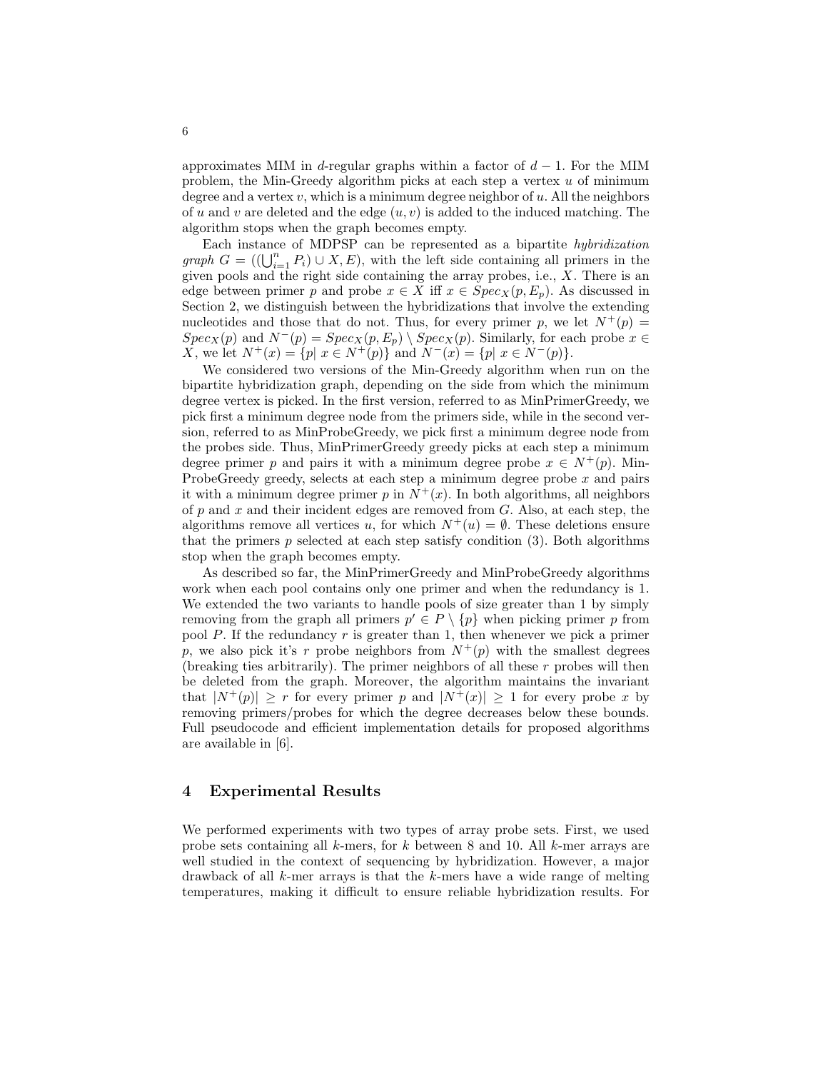approximates MIM in $d$-regular graphs within a factor of $d-1$. For the MIM problem, the Min-Greedy algorithm picks at each step a vertex $u$ of minimum degree and a vertex $v$, which is a minimum degree neighbor of $u$. All the neighbors of $u$ and $v$ are deleted and the edge $(u,v)$ is added to the induced matching. The algorithm stops when the graph becomes empty.

Each instance of MDPSP can be represented as a bipartite *hybridization graph* $G = ((\bigcup_{i=1}^{n} P_i) \cup X, E)$, with the left side containing all primers in the given pools and the right side containing the array probes, i.e., $X$. There is an edge between primer $p$ and probe $x \in X$ iff $x \in Spec_X(p, E_p)$. As discussed in Section 2, we distinguish between the hybridizations that involve the extending nucleotides and those that do not. Thus, for every primer $p$, we let $N^+(p) = Spec_X(p)$ and $N^-(p) = Spec_X(p, E_p) \setminus Spec_X(p)$. Similarly, for each probe $x \in X$, we let $N^+(x) = \{p |\ x \in N^+(p)\}$ and $N^-(x) = \{p |\ x \in N^-(p)\}$.

We considered two versions of the Min-Greedy algorithm when run on the bipartite hybridization graph, depending on the side from which the minimum degree vertex is picked. In the first version, referred to as MinPrimerGreedy, we pick first a minimum degree node from the primers side, while in the second version, referred to as MinProbeGreedy, we pick first a minimum degree node from the probes side. Thus, MinPrimerGreedy greedy picks at each step a minimum degree primer $p$ and pairs it with a minimum degree probe $x \in N^+(p)$. MinProbeGreedy greedy, selects at each step a minimum degree probe $x$ and pairs it with a minimum degree primer $p$ in $N^+(x)$. In both algorithms, all neighbors of $p$ and $x$ and their incident edges are removed from $G$. Also, at each step, the algorithms remove all vertices $u$, for which $N^+(u) = \emptyset$. These deletions ensure that the primers $p$ selected at each step satisfy condition (3). Both algorithms stop when the graph becomes empty.

As described so far, the MinPrimerGreedy and MinProbeGreedy algorithms work when each pool contains only one primer and when the redundancy is 1. We extended the two variants to handle pools of size greater than 1 by simply removing from the graph all primers $p' \in P \setminus \{p\}$ when picking primer $p$ from pool $P$. If the redundancy $r$ is greater than 1, then whenever we pick a primer $p$, we also pick it's $r$ probe neighbors from $N^+(p)$ with the smallest degrees (breaking ties arbitrarily). The primer neighbors of all these $r$ probes will then be deleted from the graph. Moreover, the algorithm maintains the invariant that $|N^+(p)| \geq r$ for every primer $p$ and $|N^+(x)| \geq 1$ for every probe $x$ by removing primers/probes for which the degree decreases below these bounds. Full pseudocode and efficient implementation details for proposed algorithms are available in [6].

## 4 Experimental Results

We performed experiments with two types of array probe sets. First, we used probe sets containing all $k$-mers, for $k$ between 8 and 10. All $k$-mer arrays are well studied in the context of sequencing by hybridization. However, a major drawback of all $k$-mer arrays is that the $k$-mers have a wide range of melting temperatures, making it difficult to ensure reliable hybridization results. For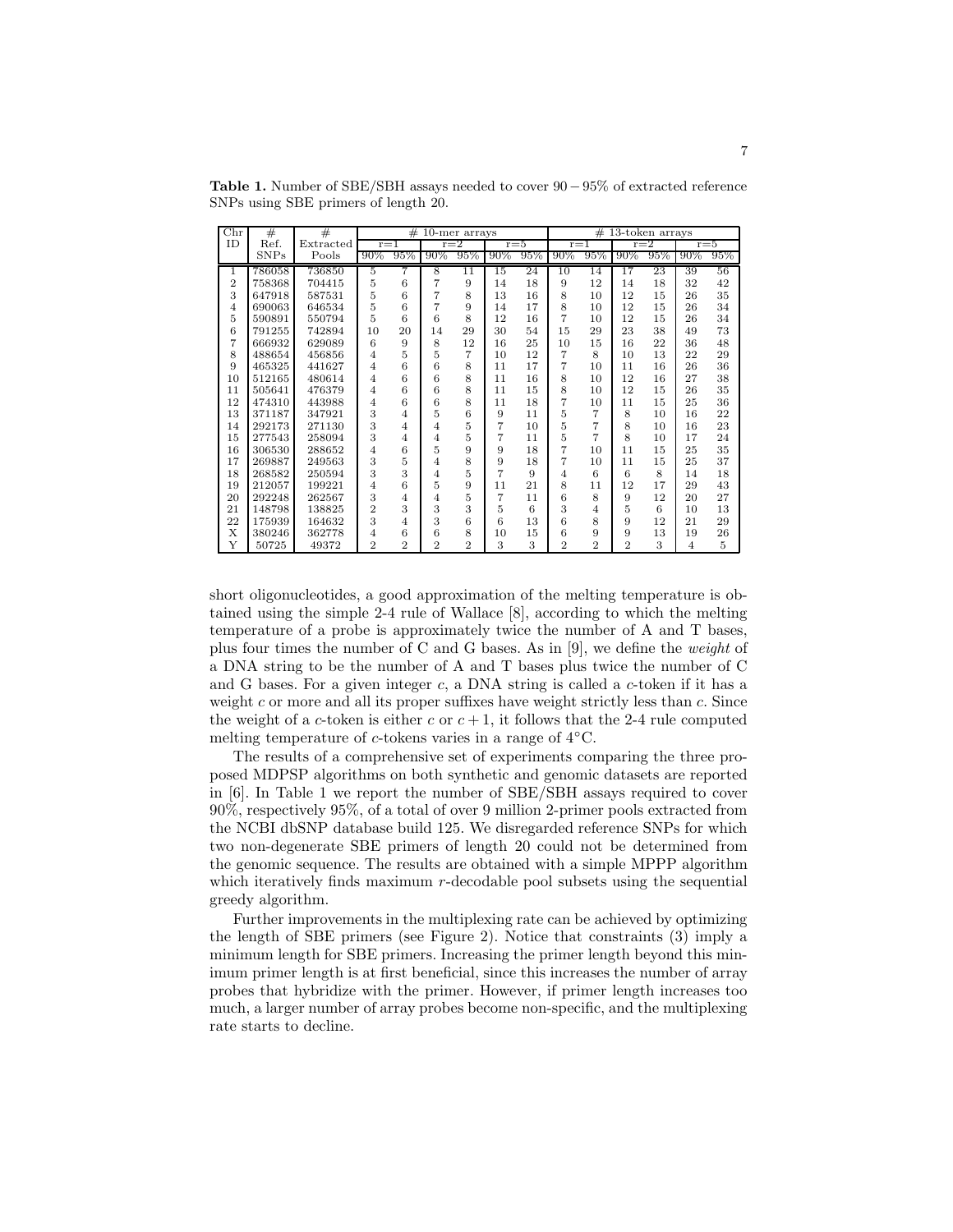**Table 1.** Number of SBE/SBH assays needed to cover $90-95\%$ of extracted reference SNPs using SBE primers of length 20.

| Chr ID | # Ref. SNPs | # Extracted Pools | # 10-mer arrays | | | | | | # 13-token arrays | | | | | |
|---|---|---|---|---|---|---|---|---|---|---|---|---|---|---|
| | | | r=1 | | r=2 | | r=5 | | r=1 | | r=2 | | r=5 | |
| | | | 90% | 95% | 90% | 95% | 90% | 95% | 90% | 95% | 90% | 95% | 90% | 95% |
| 1 | 786058 | 736850 | 5 | 7 | 8 | 11 | 15 | 24 | 10 | 14 | 17 | 23 | 39 | 56 |
| 2 | 758368 | 704415 | 5 | 6 | 7 | 9 | 14 | 18 | 9 | 12 | 14 | 18 | 32 | 42 |
| 3 | 647918 | 587531 | 5 | 6 | 7 | 8 | 13 | 16 | 8 | 10 | 12 | 15 | 26 | 35 |
| 4 | 690063 | 646534 | 5 | 6 | 7 | 9 | 14 | 17 | 8 | 10 | 12 | 15 | 26 | 34 |
| 5 | 590891 | 550794 | 5 | 6 | 6 | 8 | 12 | 16 | 7 | 10 | 12 | 15 | 26 | 34 |
| 6 | 791255 | 742894 | 10 | 20 | 14 | 29 | 30 | 54 | 15 | 29 | 23 | 38 | 49 | 73 |
| 7 | 666932 | 629089 | 6 | 9 | 8 | 12 | 16 | 25 | 10 | 15 | 16 | 22 | 36 | 48 |
| 8 | 488654 | 456856 | 4 | 5 | 5 | 7 | 10 | 12 | 7 | 8 | 10 | 13 | 22 | 29 |
| 9 | 465325 | 441627 | 4 | 6 | 6 | 8 | 11 | 17 | 7 | 10 | 11 | 16 | 26 | 36 |
| 10 | 512165 | 480614 | 4 | 6 | 6 | 8 | 11 | 16 | 8 | 10 | 12 | 16 | 27 | 38 |
| 11 | 505641 | 476379 | 4 | 6 | 6 | 8 | 11 | 15 | 8 | 10 | 12 | 15 | 26 | 35 |
| 12 | 474310 | 443988 | 4 | 6 | 6 | 8 | 11 | 18 | 7 | 10 | 11 | 15 | 25 | 36 |
| 13 | 371187 | 347921 | 3 | 4 | 5 | 6 | 9 | 11 | 5 | 7 | 8 | 10 | 16 | 22 |
| 14 | 292173 | 271130 | 3 | 4 | 4 | 5 | 7 | 10 | 5 | 7 | 8 | 10 | 16 | 23 |
| 15 | 277543 | 258094 | 3 | 4 | 4 | 5 | 7 | 11 | 5 | 7 | 8 | 10 | 17 | 24 |
| 16 | 306530 | 288652 | 4 | 6 | 5 | 9 | 9 | 18 | 7 | 10 | 11 | 15 | 25 | 35 |
| 17 | 269887 | 249563 | 3 | 5 | 4 | 8 | 9 | 18 | 7 | 10 | 11 | 15 | 25 | 37 |
| 18 | 268582 | 250594 | 3 | 3 | 4 | 5 | 7 | 9 | 4 | 6 | 6 | 8 | 14 | 18 |
| 19 | 212057 | 199221 | 4 | 6 | 5 | 9 | 11 | 21 | 8 | 11 | 12 | 17 | 29 | 43 |
| 20 | 292248 | 262567 | 3 | 4 | 4 | 5 | 7 | 11 | 6 | 8 | 9 | 12 | 20 | 27 |
| 21 | 148798 | 138825 | 2 | 3 | 3 | 3 | 5 | 6 | 3 | 4 | 5 | 6 | 10 | 13 |
| 22 | 175939 | 164632 | 3 | 4 | 3 | 6 | 6 | 13 | 6 | 8 | 9 | 12 | 21 | 29 |
| X | 380246 | 362778 | 4 | 6 | 6 | 8 | 10 | 15 | 6 | 9 | 9 | 13 | 19 | 26 |
| Y | 50725 | 49372 | 2 | 2 | 2 | 2 | 3 | 3 | 2 | 2 | 2 | 3 | 4 | 5 |

short oligonucleotides, a good approximation of the melting temperature is obtained using the simple 2-4 rule of Wallace [8], according to which the melting temperature of a probe is approximately twice the number of A and T bases, plus four times the number of C and G bases. As in [9], we define the *weight* of a DNA string to be the number of A and T bases plus twice the number of C and G bases. For a given integer $c$, a DNA string is called a $c$-token if it has a weight $c$ or more and all its proper suffixes have weight strictly less than $c$. Since the weight of a $c$-token is either $c$ or $c+1$, it follows that the 2-4 rule computed melting temperature of $c$-tokens varies in a range of 4°C.

The results of a comprehensive set of experiments comparing the three proposed MDPSP algorithms on both synthetic and genomic datasets are reported in [6]. In Table 1 we report the number of SBE/SBH assays required to cover 90%, respectively 95%, of a total of over 9 million 2-primer pools extracted from the NCBI dbSNP database build 125. We disregarded reference SNPs for which two non-degenerate SBE primers of length 20 could not be determined from the genomic sequence. The results are obtained with a simple MPPP algorithm which iteratively finds maximum $r$-decodable pool subsets using the sequential greedy algorithm.

Further improvements in the multiplexing rate can be achieved by optimizing the length of SBE primers (see Figure 2). Notice that constraints (3) imply a minimum length for SBE primers. Increasing the primer length beyond this minimum primer length is at first beneficial, since this increases the number of array probes that hybridize with the primer. However, if primer length increases too much, a larger number of array probes become non-specific, and the multiplexing rate starts to decline.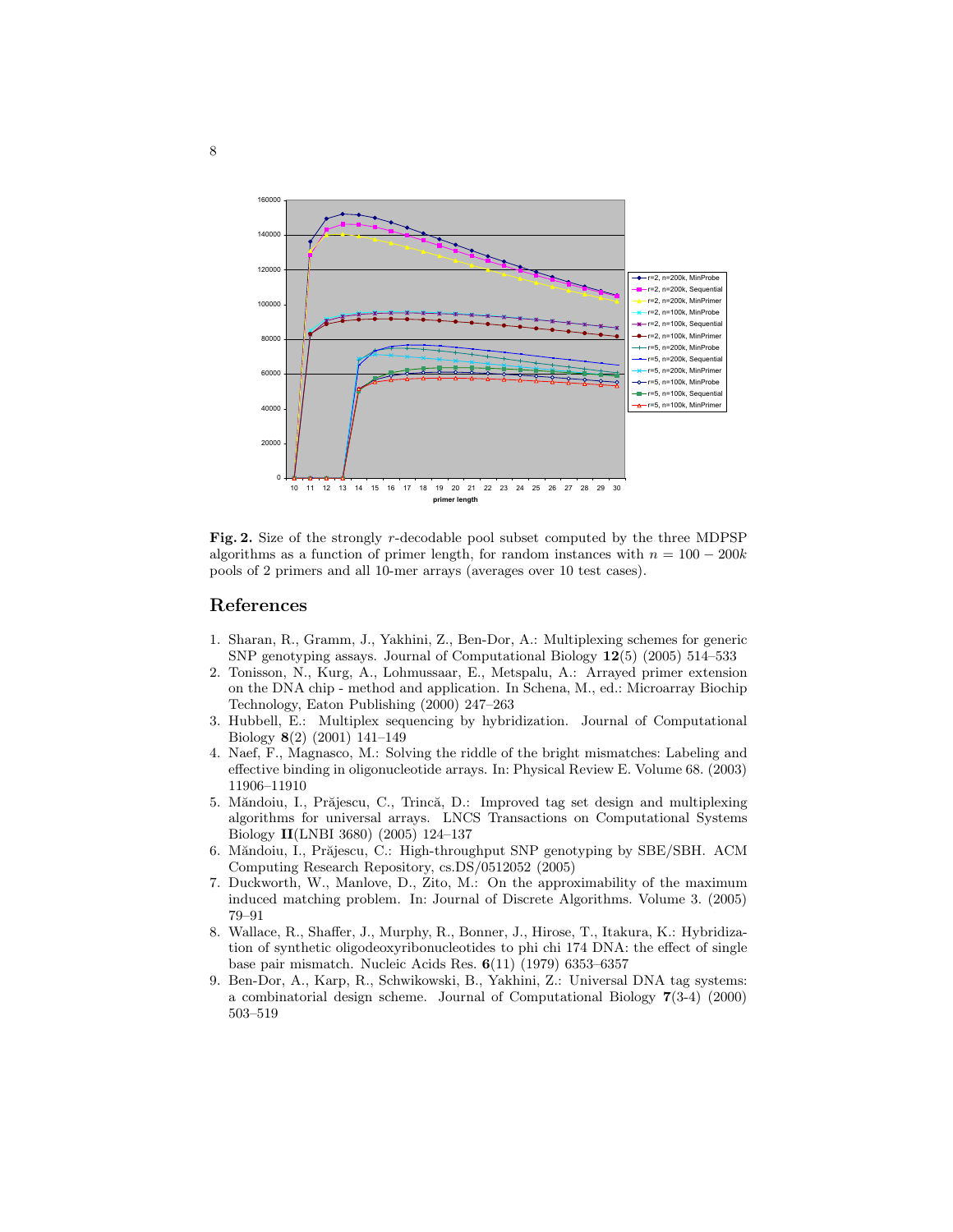160000
140000
120000
100000
80000
60000
40000
20000
0

10 11 12 13 14 15 16 17 18 19 20 21 22 23 24 25 26 27 28 29 30

primer length

r=2, n=200k, MinProbe
r=2, n=200k, Sequential
r=2, n=200k, MinPrimer
r=2, n=100k, MinProbe
r=2, n=100k, Sequential
r=2, n=100k, MinPrimer
r=5, n=200k, MinProbe
r=5, n=200k, Sequential
r=5, n=200k, MinPrimer
r=5, n=100k, MinProbe
r=5, n=100k, Sequential
r=5, n=100k, MinPrimer

**Fig. 2.** Size of the strongly $r$-decodable pool subset computed by the three MDPSP algorithms as a function of primer length, for random instances with $n = 100 - 200k$ pools of 2 primers and all 10-mer arrays (averages over 10 test cases).

## References

1. Sharan, R., Gramm, J., Yakhini, Z., Ben-Dor, A.: Multiplexing schemes for generic SNP genotyping assays. Journal of Computational Biology **12**(5) (2005) 514–533
2. Tonisson, N., Kurg, A., Lohmussaar, E., Metspalu, A.: Arrayed primer extension on the DNA chip - method and application. In Schena, M., ed.: Microarray Biochip Technology, Eaton Publishing (2000) 247–263
3. Hubbell, E.: Multiplex sequencing by hybridization. Journal of Computational Biology **8**(2) (2001) 141–149
4. Naef, F., Magnasco, M.: Solving the riddle of the bright mismatches: Labeling and effective binding in oligonucleotide arrays. In: Physical Review E. Volume 68. (2003) 11906–11910
5. Măndoiu, I., Prăjescu, C., Trincă, D.: Improved tag set design and multiplexing algorithms for universal arrays. LNCS Transactions on Computational Systems Biology **II**(LNBI 3680) (2005) 124–137
6. Măndoiu, I., Prăjescu, C.: High-throughput SNP genotyping by SBE/SBH. ACM Computing Research Repository, cs.DS/0512052 (2005)
7. Duckworth, W., Manlove, D., Zito, M.: On the approximability of the maximum induced matching problem. In: Journal of Discrete Algorithms. Volume 3. (2005) 79–91
8. Wallace, R., Shaffer, J., Murphy, R., Bonner, J., Hirose, T., Itakura, K.: Hybridization of synthetic oligodeoxyribonucleotides to phi chi 174 DNA: the effect of single base pair mismatch. Nucleic Acids Res. **6**(11) (1979) 6353–6357
9. Ben-Dor, A., Karp, R., Schwikowski, B., Yakhini, Z.: Universal DNA tag systems: a combinatorial design scheme. Journal of Computational Biology **7**(3-4) (2000) 503–519